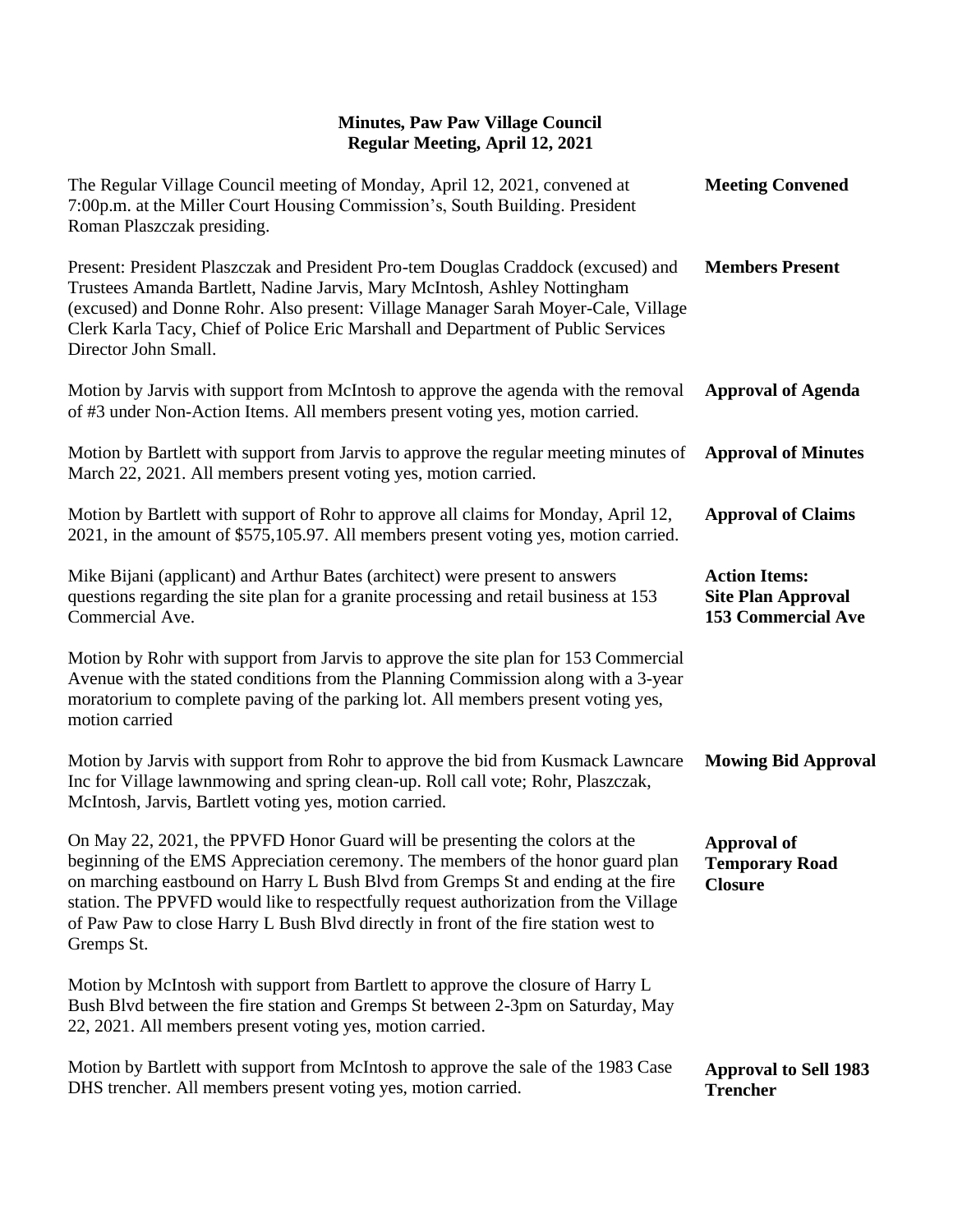# Minutes, Paw Paw Village Council
## Regular Meeting, April 12, 2021

**Meeting Convened**

The Regular Village Council meeting of Monday, April 12, 2021, convened at 7:00p.m. at the Miller Court Housing Commission's, South Building. President Roman Plaszczak presiding.

**Members Present**

Present: President Plaszczak and President Pro-tem Douglas Craddock (excused) and Trustees Amanda Bartlett, Nadine Jarvis, Mary McIntosh, Ashley Nottingham (excused) and Donne Rohr. Also present: Village Manager Sarah Moyer-Cale, Village Clerk Karla Tacy, Chief of Police Eric Marshall and Department of Public Services Director John Small.

**Approval of Agenda**

Motion by Jarvis with support from McIntosh to approve the agenda with the removal of #3 under Non-Action Items. All members present voting yes, motion carried.

**Approval of Minutes**

Motion by Bartlett with support from Jarvis to approve the regular meeting minutes of March 22, 2021. All members present voting yes, motion carried.

**Approval of Claims**

Motion by Bartlett with support of Rohr to approve all claims for Monday, April 12, 2021, in the amount of $575,105.97. All members present voting yes, motion carried.

**Action Items: Site Plan Approval 153 Commercial Ave**

Mike Bijani (applicant) and Arthur Bates (architect) were present to answers questions regarding the site plan for a granite processing and retail business at 153 Commercial Ave.

Motion by Rohr with support from Jarvis to approve the site plan for 153 Commercial Avenue with the stated conditions from the Planning Commission along with a 3-year moratorium to complete paving of the parking lot. All members present voting yes, motion carried

**Mowing Bid Approval**

Motion by Jarvis with support from Rohr to approve the bid from Kusmack Lawncare Inc for Village lawnmowing and spring clean-up. Roll call vote; Rohr, Plaszczak, McIntosh, Jarvis, Bartlett voting yes, motion carried.

**Approval of Temporary Road Closure**

On May 22, 2021, the PPVFD Honor Guard will be presenting the colors at the beginning of the EMS Appreciation ceremony. The members of the honor guard plan on marching eastbound on Harry L Bush Blvd from Gremps St and ending at the fire station. The PPVFD would like to respectfully request authorization from the Village of Paw Paw to close Harry L Bush Blvd directly in front of the fire station west to Gremps St.

Motion by McIntosh with support from Bartlett to approve the closure of Harry L Bush Blvd between the fire station and Gremps St between 2-3pm on Saturday, May 22, 2021. All members present voting yes, motion carried.

**Approval to Sell 1983 Trencher**

Motion by Bartlett with support from McIntosh to approve the sale of the 1983 Case DHS trencher. All members present voting yes, motion carried.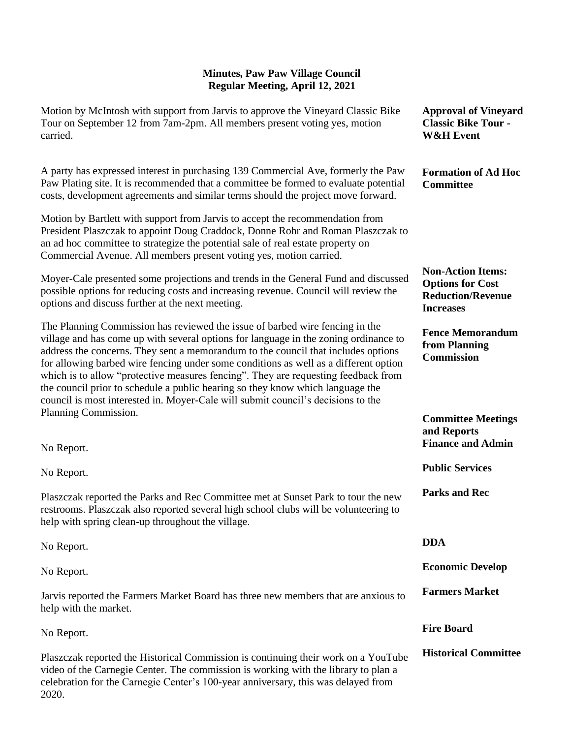# Minutes, Paw Paw Village Council
## Regular Meeting, April 12, 2021

**Approval of Vineyard Classic Bike Tour - W&H Event**

Motion by McIntosh with support from Jarvis to approve the Vineyard Classic Bike Tour on September 12 from 7am-2pm. All members present voting yes, motion carried.

**Formation of Ad Hoc Committee**

A party has expressed interest in purchasing 139 Commercial Ave, formerly the Paw Paw Plating site. It is recommended that a committee be formed to evaluate potential costs, development agreements and similar terms should the project move forward.

Motion by Bartlett with support from Jarvis to accept the recommendation from President Plaszczak to appoint Doug Craddock, Donne Rohr and Roman Plaszczak to an ad hoc committee to strategize the potential sale of real estate property on Commercial Avenue. All members present voting yes, motion carried.

**Non-Action Items: Options for Cost Reduction/Revenue Increases**

Moyer-Cale presented some projections and trends in the General Fund and discussed possible options for reducing costs and increasing revenue. Council will review the options and discuss further at the next meeting.

**Fence Memorandum from Planning Commission**

The Planning Commission has reviewed the issue of barbed wire fencing in the village and has come up with several options for language in the zoning ordinance to address the concerns. They sent a memorandum to the council that includes options for allowing barbed wire fencing under some conditions as well as a different option which is to allow "protective measures fencing". They are requesting feedback from the council prior to schedule a public hearing so they know which language the council is most interested in. Moyer-Cale will submit council's decisions to the Planning Commission.

**Committee Meetings and Reports**

**Finance and Admin**

No Report.

**Public Services**

No Report.

**Parks and Rec**

Plaszczak reported the Parks and Rec Committee met at Sunset Park to tour the new restrooms. Plaszczak also reported several high school clubs will be volunteering to help with spring clean-up throughout the village.

**DDA**

No Report.

**Economic Develop**

No Report.

**Farmers Market**

Jarvis reported the Farmers Market Board has three new members that are anxious to help with the market.

**Fire Board**

No Report.

**Historical Committee**

Plaszczak reported the Historical Commission is continuing their work on a YouTube video of the Carnegie Center. The commission is working with the library to plan a celebration for the Carnegie Center's 100-year anniversary, this was delayed from 2020.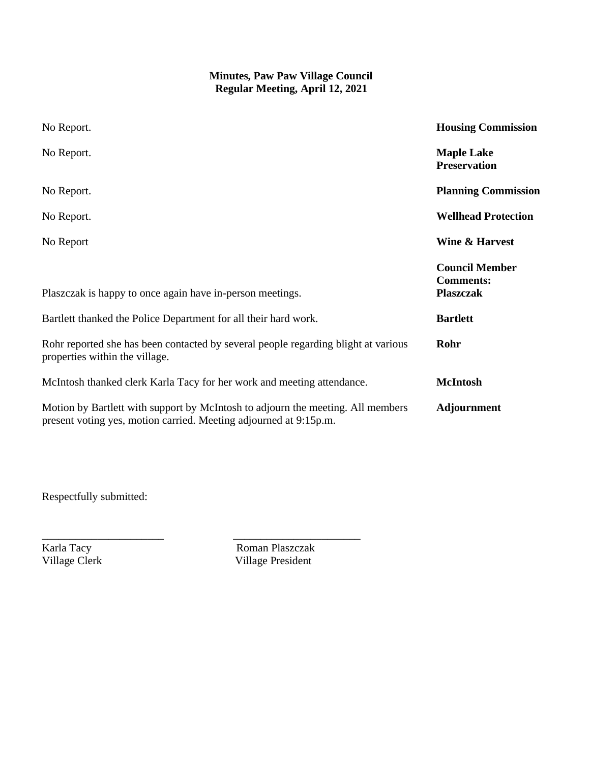**Minutes, Paw Paw Village Council**
**Regular Meeting, April 12, 2021**

**Housing Commission**

No Report.

**Maple Lake Preservation**

No Report.

**Planning Commission**

No Report.

**Wellhead Protection**

No Report.

**Wine & Harvest**

No Report

**Council Member Comments:**

**Plaszczak**

Plaszczak is happy to once again have in-person meetings.

**Bartlett**

Bartlett thanked the Police Department for all their hard work.

**Rohr**

Rohr reported she has been contacted by several people regarding blight at various properties within the village.

**McIntosh**

McIntosh thanked clerk Karla Tacy for her work and meeting attendance.

**Adjournment**

Motion by Bartlett with support by McIntosh to adjourn the meeting. All members present voting yes, motion carried. Meeting adjourned at 9:15p.m.

Respectfully submitted:

______________________ ______________________

Karla Tacy
Village Clerk

Roman Plaszczak
Village President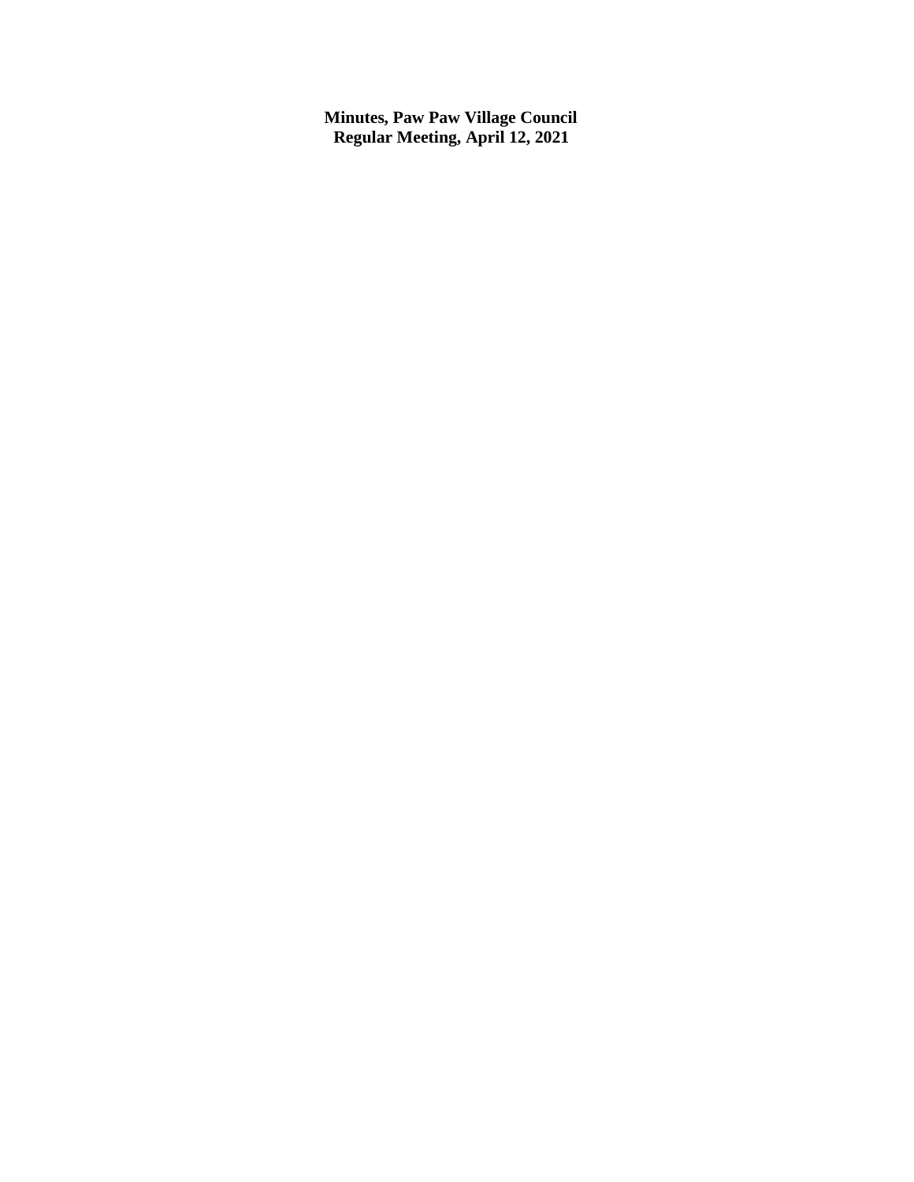**Minutes, Paw Paw Village Council**
**Regular Meeting, April 12, 2021**